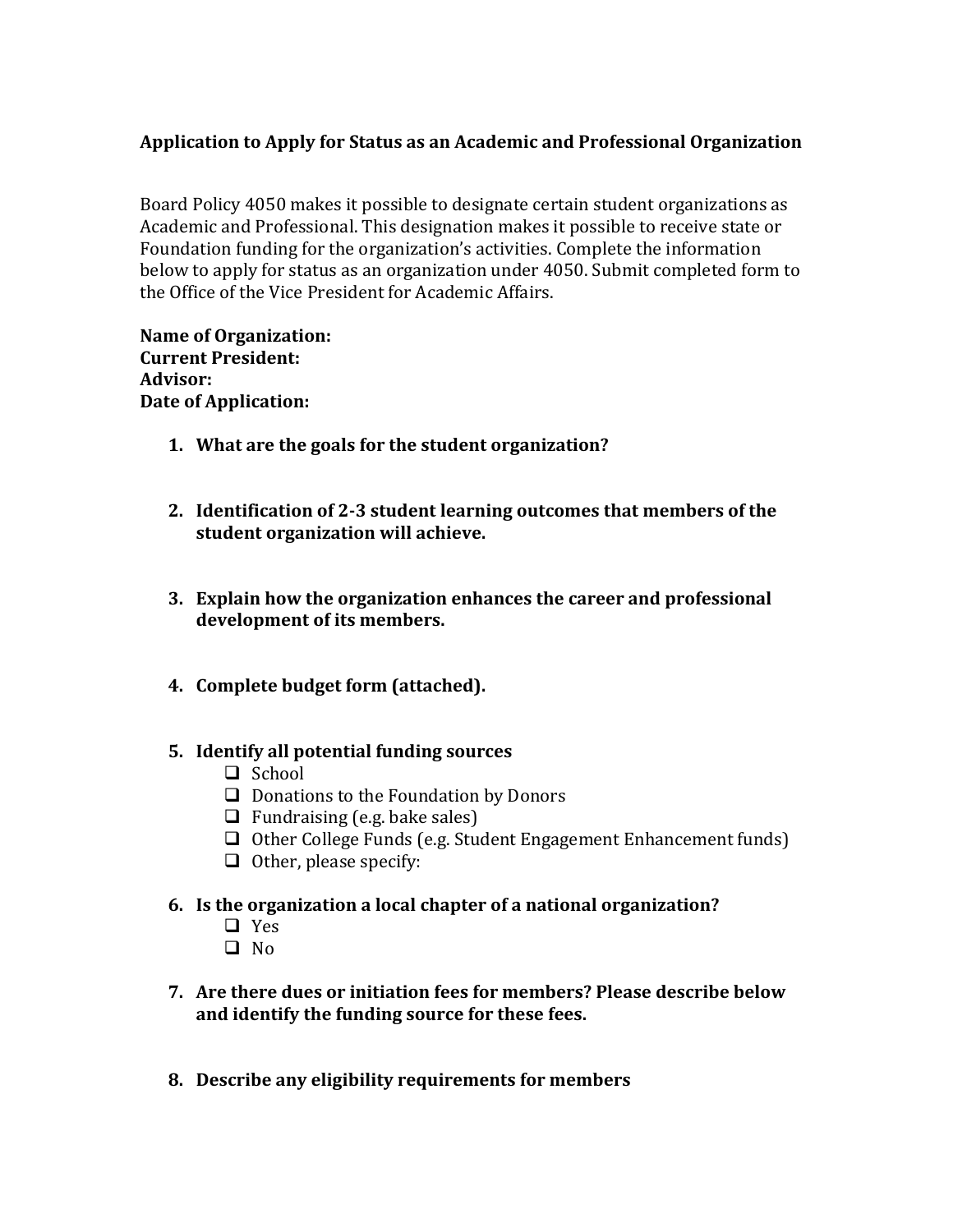**Application to Apply for Status as an Academic and Professional Organization**

Board Policy 4050 makes it possible to designate certain student organizations as Academic and Professional. This designation makes it possible to receive state or Foundation funding for the organization's activities. Complete the information below to apply for status as an organization under 4050. Submit completed form to the Office of the Vice President for Academic Affairs.

**Name of Organization:**
**Current President:**
**Advisor:**
**Date of Application:**

1. **What are the goals for the student organization?**

2. **Identification of 2-3 student learning outcomes that members of the student organization will achieve.**

3. **Explain how the organization enhances the career and professional development of its members.**

4. **Complete budget form (attached).**

5. **Identify all potential funding sources**
   - ❑ School
   - ❑ Donations to the Foundation by Donors
   - ❑ Fundraising (e.g. bake sales)
   - ❑ Other College Funds (e.g. Student Engagement Enhancement funds)
   - ❑ Other, please specify:

6. **Is the organization a local chapter of a national organization?**
   - ❑ Yes
   - ❑ No

7. **Are there dues or initiation fees for members? Please describe below and identify the funding source for these fees.**

8. **Describe any eligibility requirements for members**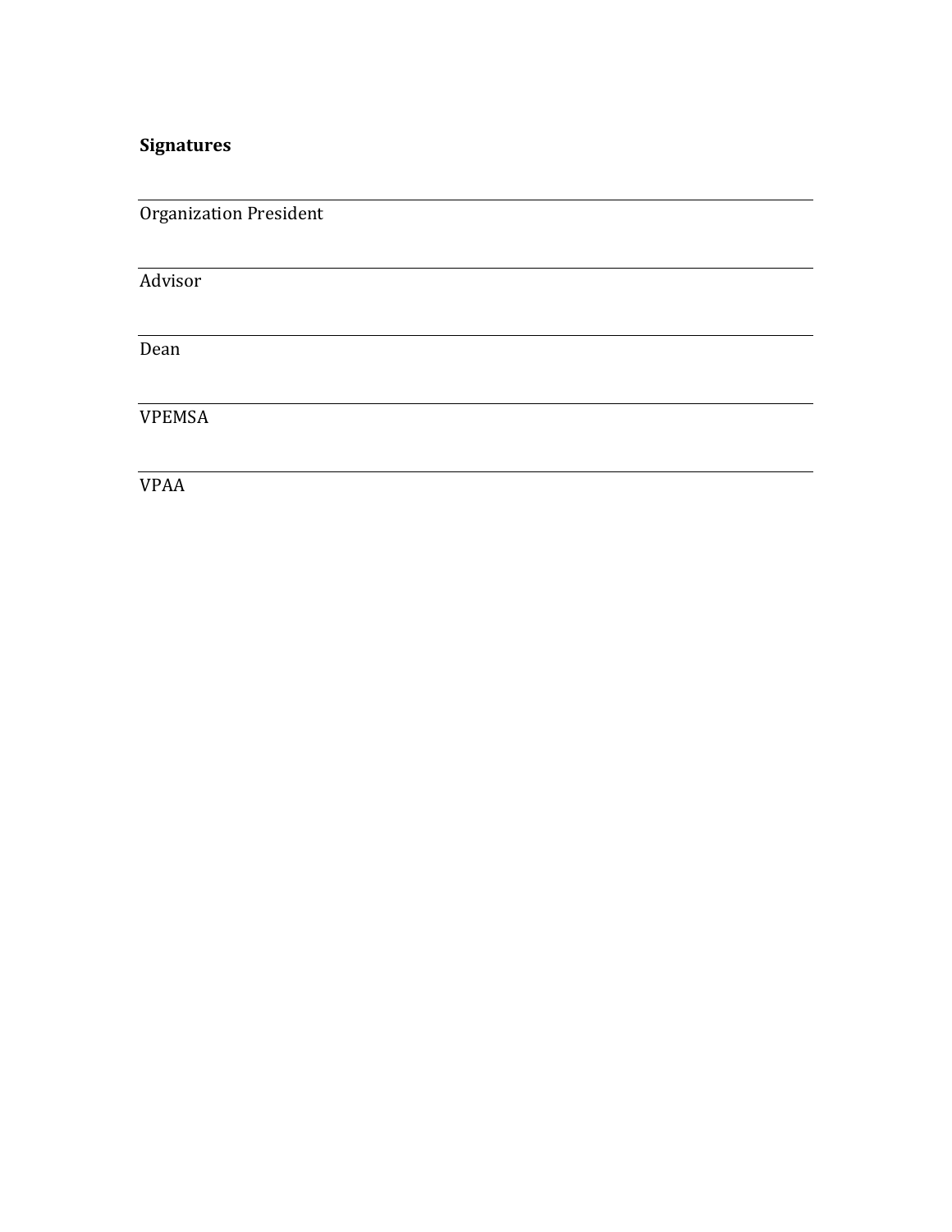**Signatures**

\_\_\_\_\_\_\_\_\_\_\_\_\_\_\_\_\_\_\_\_\_\_\_\_\_\_\_\_\_\_\_\_\_\_\_\_\_\_\_\_
Organization President

\_\_\_\_\_\_\_\_\_\_\_\_\_\_\_\_\_\_\_\_\_\_\_\_\_\_\_\_\_\_\_\_\_\_\_\_\_\_\_\_
Advisor

\_\_\_\_\_\_\_\_\_\_\_\_\_\_\_\_\_\_\_\_\_\_\_\_\_\_\_\_\_\_\_\_\_\_\_\_\_\_\_\_
Dean

\_\_\_\_\_\_\_\_\_\_\_\_\_\_\_\_\_\_\_\_\_\_\_\_\_\_\_\_\_\_\_\_\_\_\_\_\_\_\_\_
VPEMSA

\_\_\_\_\_\_\_\_\_\_\_\_\_\_\_\_\_\_\_\_\_\_\_\_\_\_\_\_\_\_\_\_\_\_\_\_\_\_\_\_
VPAA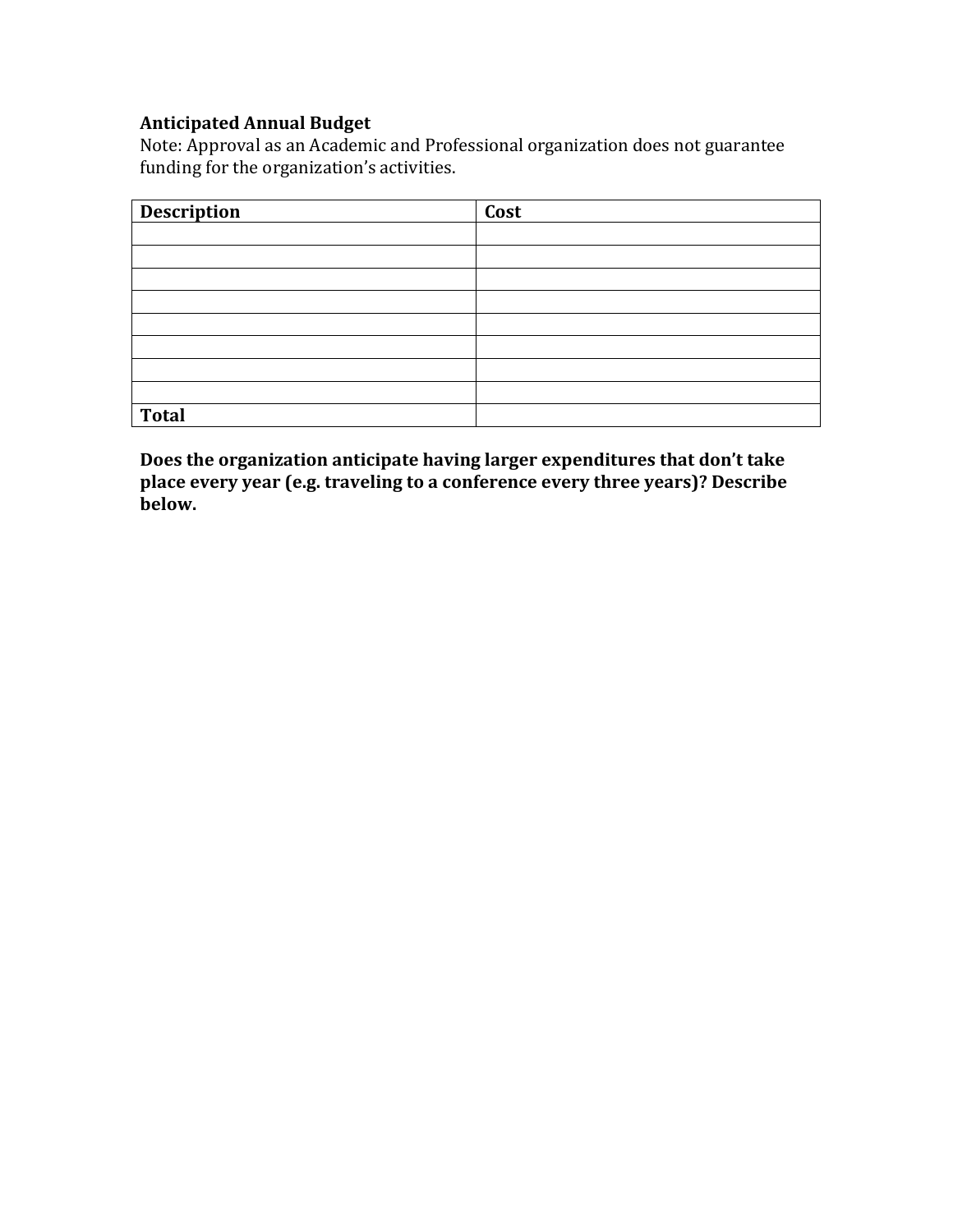**Anticipated Annual Budget**

Note: Approval as an Academic and Professional organization does not guarantee funding for the organization's activities.

| Description | Cost |
|---|---|
| | |
| | |
| | |
| | |
| | |
| | |
| | |
| | |
| **Total** | |

**Does the organization anticipate having larger expenditures that don't take place every year (e.g. traveling to a conference every three years)? Describe below.**